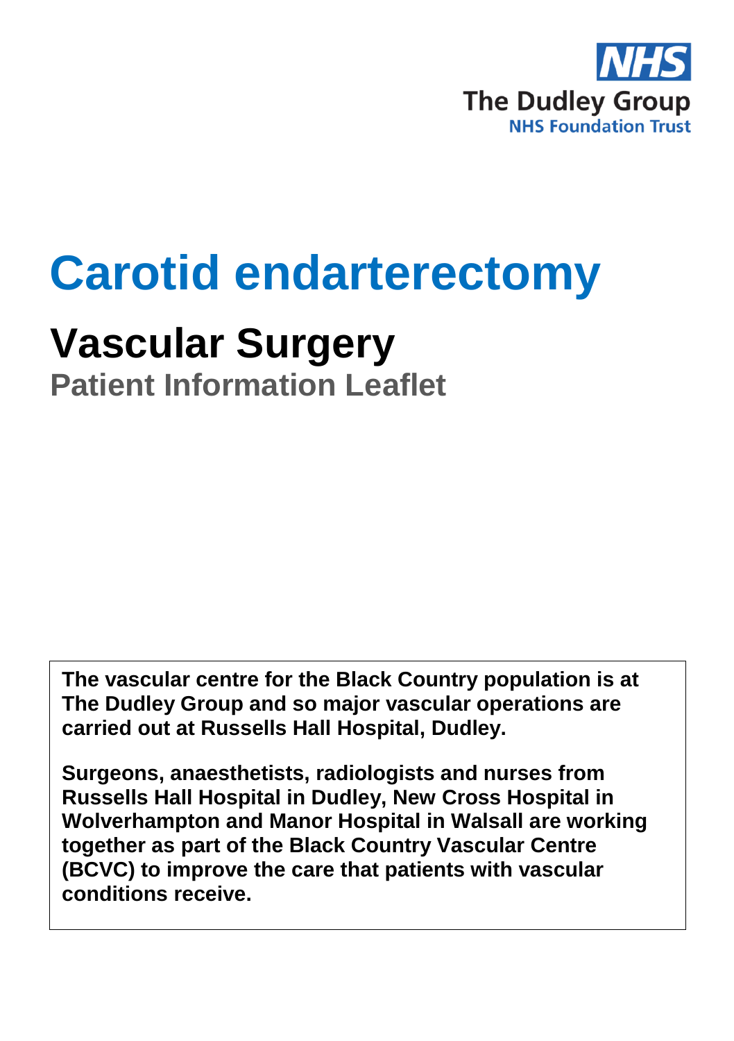NHS
The Dudley Group
NHS Foundation Trust

# Carotid endarterectomy

## Vascular Surgery

### Patient Information Leaflet

**The vascular centre for the Black Country population is at The Dudley Group and so major vascular operations are carried out at Russells Hall Hospital, Dudley.**

**Surgeons, anaesthetists, radiologists and nurses from Russells Hall Hospital in Dudley, New Cross Hospital in Wolverhampton and Manor Hospital in Walsall are working together as part of the Black Country Vascular Centre (BCVC) to improve the care that patients with vascular conditions receive.**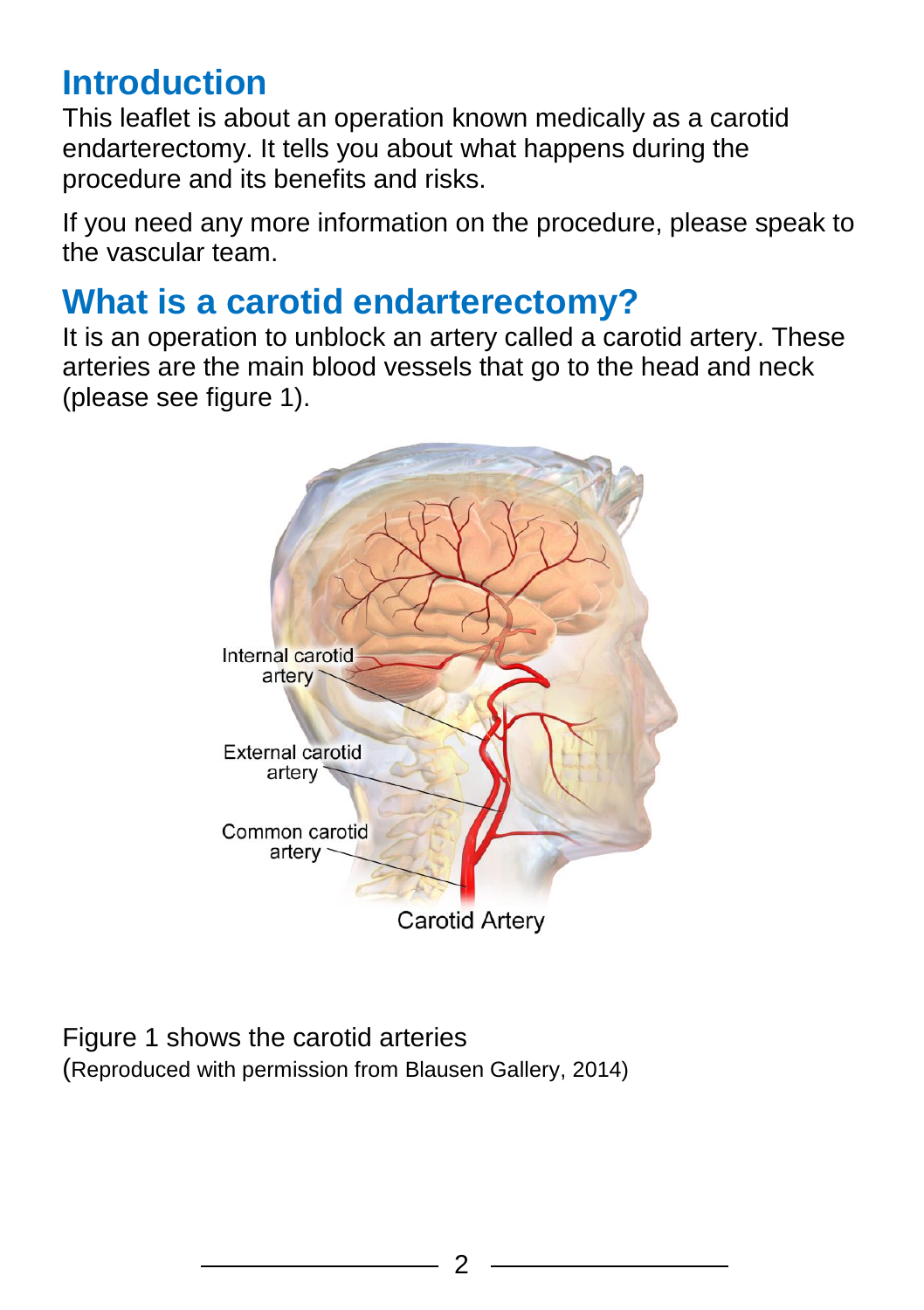## Introduction

This leaflet is about an operation known medically as a carotid endarterectomy. It tells you about what happens during the procedure and its benefits and risks.

If you need any more information on the procedure, please speak to the vascular team.

## What is a carotid endarterectomy?

It is an operation to unblock an artery called a carotid artery. These arteries are the main blood vessels that go to the head and neck (please see figure 1).

Internal carotid artery

External carotid artery

Common carotid artery

Carotid Artery

Figure 1 shows the carotid arteries
(Reproduced with permission from Blausen Gallery, 2014)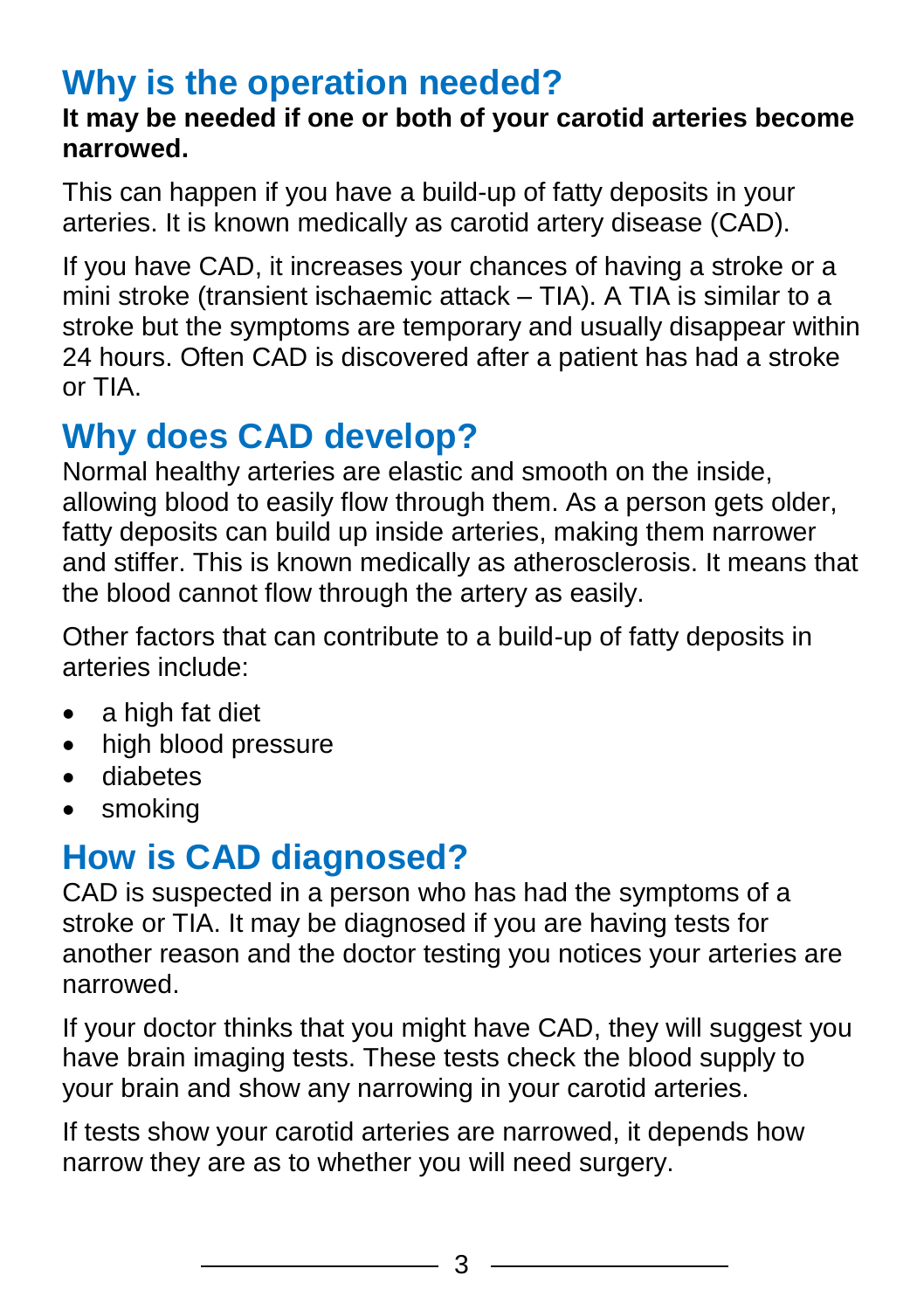## Why is the operation needed?

**It may be needed if one or both of your carotid arteries become narrowed.**

This can happen if you have a build-up of fatty deposits in your arteries. It is known medically as carotid artery disease (CAD).

If you have CAD, it increases your chances of having a stroke or a mini stroke (transient ischaemic attack – TIA). A TIA is similar to a stroke but the symptoms are temporary and usually disappear within 24 hours. Often CAD is discovered after a patient has had a stroke or TIA.

## Why does CAD develop?

Normal healthy arteries are elastic and smooth on the inside, allowing blood to easily flow through them. As a person gets older, fatty deposits can build up inside arteries, making them narrower and stiffer. This is known medically as atherosclerosis. It means that the blood cannot flow through the artery as easily.

Other factors that can contribute to a build-up of fatty deposits in arteries include:

- a high fat diet
- high blood pressure
- diabetes
- smoking

## How is CAD diagnosed?

CAD is suspected in a person who has had the symptoms of a stroke or TIA. It may be diagnosed if you are having tests for another reason and the doctor testing you notices your arteries are narrowed.

If your doctor thinks that you might have CAD, they will suggest you have brain imaging tests. These tests check the blood supply to your brain and show any narrowing in your carotid arteries.

If tests show your carotid arteries are narrowed, it depends how narrow they are as to whether you will need surgery.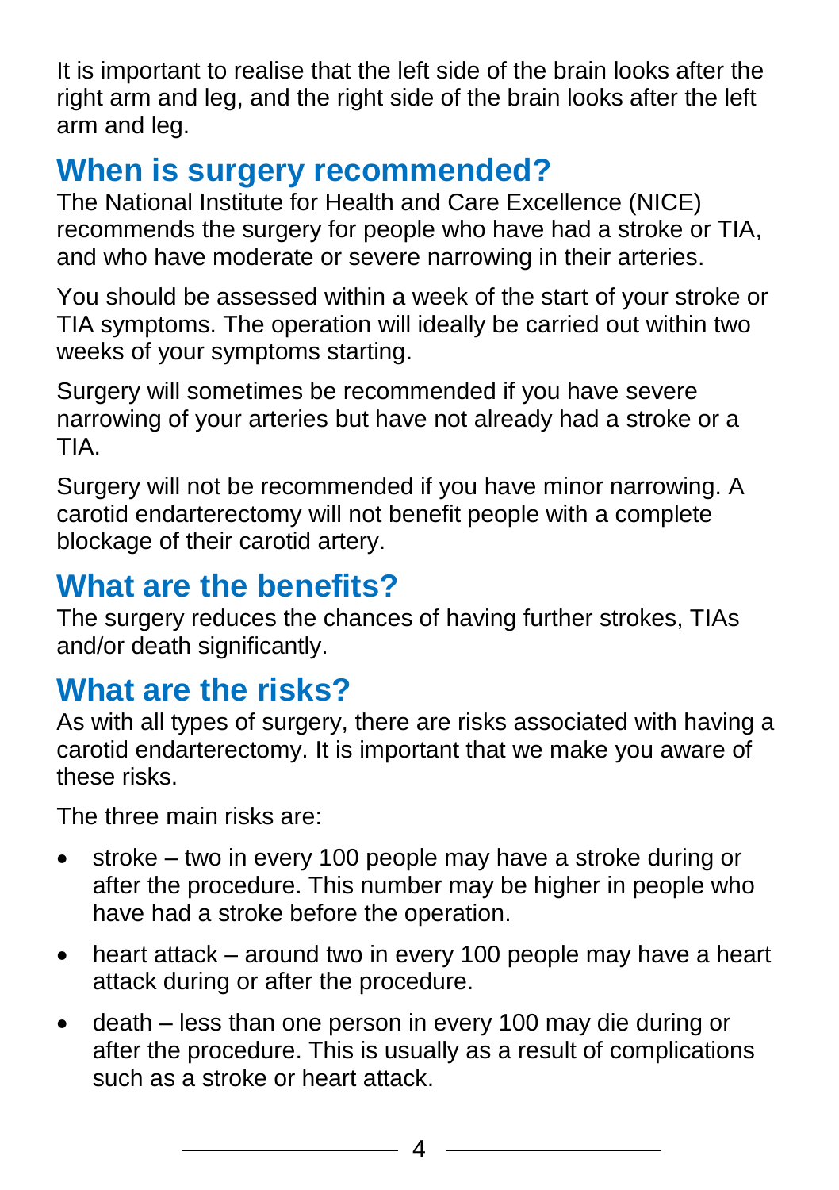It is important to realise that the left side of the brain looks after the right arm and leg, and the right side of the brain looks after the left arm and leg.

## When is surgery recommended?

The National Institute for Health and Care Excellence (NICE) recommends the surgery for people who have had a stroke or TIA, and who have moderate or severe narrowing in their arteries.

You should be assessed within a week of the start of your stroke or TIA symptoms. The operation will ideally be carried out within two weeks of your symptoms starting.

Surgery will sometimes be recommended if you have severe narrowing of your arteries but have not already had a stroke or a TIA.

Surgery will not be recommended if you have minor narrowing. A carotid endarterectomy will not benefit people with a complete blockage of their carotid artery.

## What are the benefits?

The surgery reduces the chances of having further strokes, TIAs and/or death significantly.

## What are the risks?

As with all types of surgery, there are risks associated with having a carotid endarterectomy. It is important that we make you aware of these risks.

The three main risks are:

- stroke – two in every 100 people may have a stroke during or after the procedure. This number may be higher in people who have had a stroke before the operation.
- heart attack – around two in every 100 people may have a heart attack during or after the procedure.
- death – less than one person in every 100 may die during or after the procedure. This is usually as a result of complications such as a stroke or heart attack.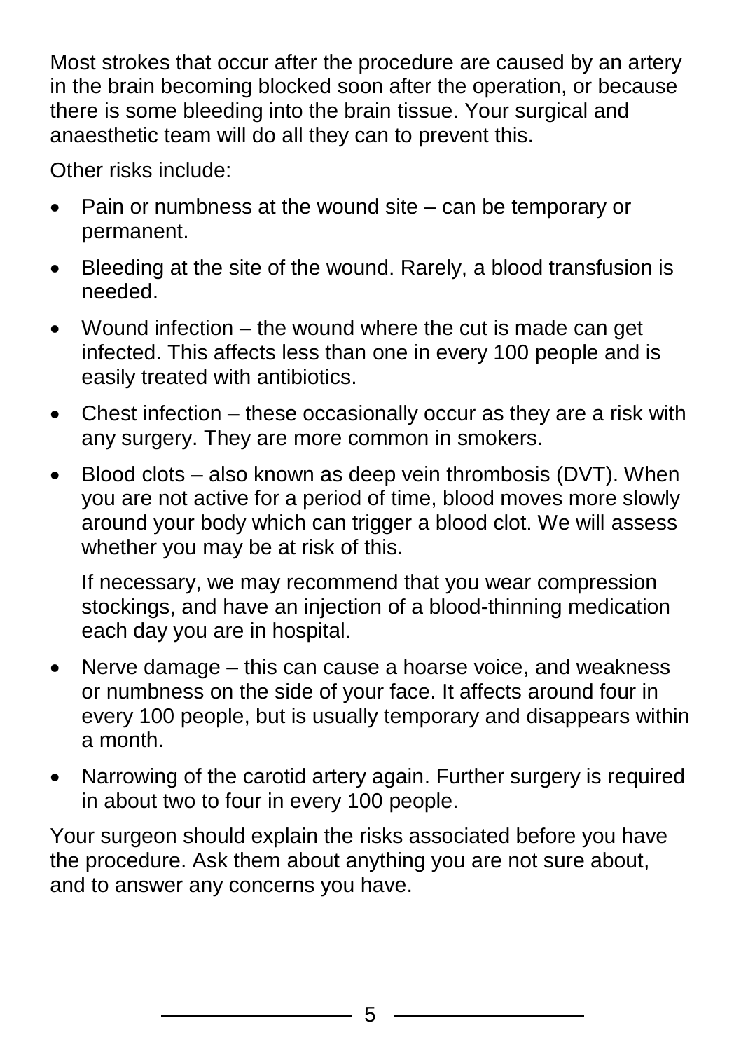Most strokes that occur after the procedure are caused by an artery in the brain becoming blocked soon after the operation, or because there is some bleeding into the brain tissue. Your surgical and anaesthetic team will do all they can to prevent this.

Other risks include:

- Pain or numbness at the wound site – can be temporary or permanent.
- Bleeding at the site of the wound. Rarely, a blood transfusion is needed.
- Wound infection – the wound where the cut is made can get infected. This affects less than one in every 100 people and is easily treated with antibiotics.
- Chest infection – these occasionally occur as they are a risk with any surgery. They are more common in smokers.
- Blood clots – also known as deep vein thrombosis (DVT). When you are not active for a period of time, blood moves more slowly around your body which can trigger a blood clot. We will assess whether you may be at risk of this.

  If necessary, we may recommend that you wear compression stockings, and have an injection of a blood-thinning medication each day you are in hospital.
- Nerve damage – this can cause a hoarse voice, and weakness or numbness on the side of your face. It affects around four in every 100 people, but is usually temporary and disappears within a month.
- Narrowing of the carotid artery again. Further surgery is required in about two to four in every 100 people.

Your surgeon should explain the risks associated before you have the procedure. Ask them about anything you are not sure about, and to answer any concerns you have.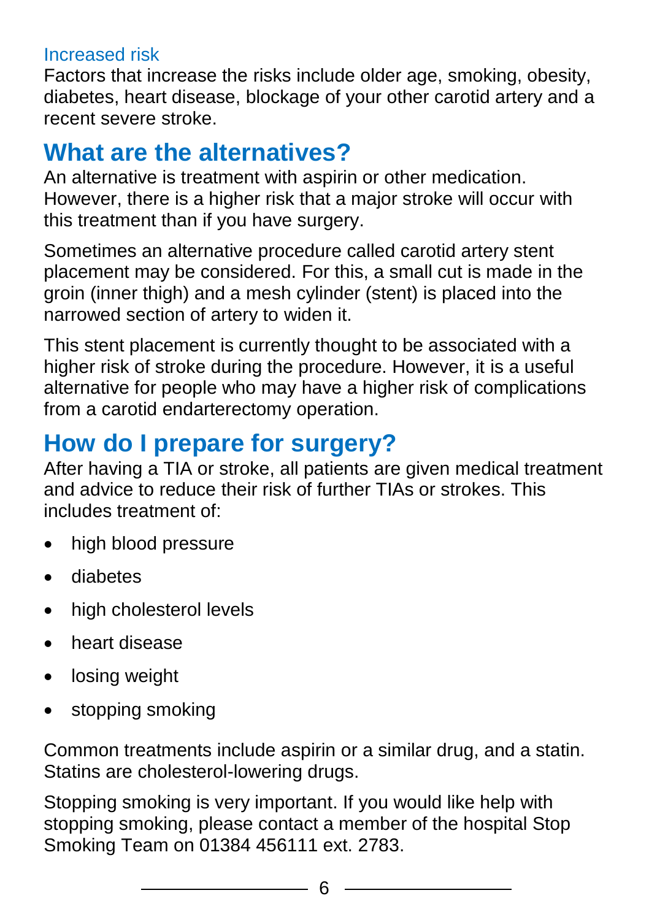### Increased risk

Factors that increase the risks include older age, smoking, obesity, diabetes, heart disease, blockage of your other carotid artery and a recent severe stroke.

## What are the alternatives?

An alternative is treatment with aspirin or other medication. However, there is a higher risk that a major stroke will occur with this treatment than if you have surgery.

Sometimes an alternative procedure called carotid artery stent placement may be considered. For this, a small cut is made in the groin (inner thigh) and a mesh cylinder (stent) is placed into the narrowed section of artery to widen it.

This stent placement is currently thought to be associated with a higher risk of stroke during the procedure. However, it is a useful alternative for people who may have a higher risk of complications from a carotid endarterectomy operation.

## How do I prepare for surgery?

After having a TIA or stroke, all patients are given medical treatment and advice to reduce their risk of further TIAs or strokes. This includes treatment of:

- high blood pressure
- diabetes
- high cholesterol levels
- heart disease
- losing weight
- stopping smoking

Common treatments include aspirin or a similar drug, and a statin. Statins are cholesterol-lowering drugs.

Stopping smoking is very important. If you would like help with stopping smoking, please contact a member of the hospital Stop Smoking Team on 01384 456111 ext. 2783.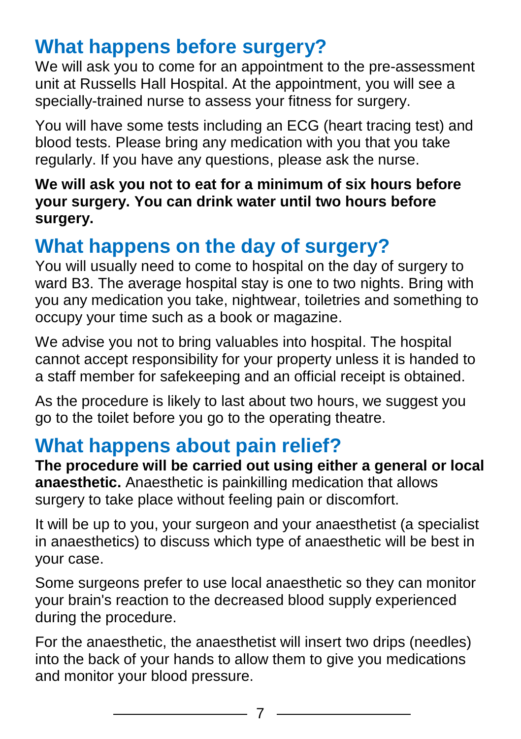## What happens before surgery?

We will ask you to come for an appointment to the pre-assessment unit at Russells Hall Hospital. At the appointment, you will see a specially-trained nurse to assess your fitness for surgery.

You will have some tests including an ECG (heart tracing test) and blood tests. Please bring any medication with you that you take regularly. If you have any questions, please ask the nurse.

**We will ask you not to eat for a minimum of six hours before your surgery. You can drink water until two hours before surgery.**

## What happens on the day of surgery?

You will usually need to come to hospital on the day of surgery to ward B3. The average hospital stay is one to two nights. Bring with you any medication you take, nightwear, toiletries and something to occupy your time such as a book or magazine.

We advise you not to bring valuables into hospital. The hospital cannot accept responsibility for your property unless it is handed to a staff member for safekeeping and an official receipt is obtained.

As the procedure is likely to last about two hours, we suggest you go to the toilet before you go to the operating theatre.

## What happens about pain relief?

**The procedure will be carried out using either a general or local anaesthetic.** Anaesthetic is painkilling medication that allows surgery to take place without feeling pain or discomfort.

It will be up to you, your surgeon and your anaesthetist (a specialist in anaesthetics) to discuss which type of anaesthetic will be best in your case.

Some surgeons prefer to use local anaesthetic so they can monitor your brain's reaction to the decreased blood supply experienced during the procedure.

For the anaesthetic, the anaesthetist will insert two drips (needles) into the back of your hands to allow them to give you medications and monitor your blood pressure.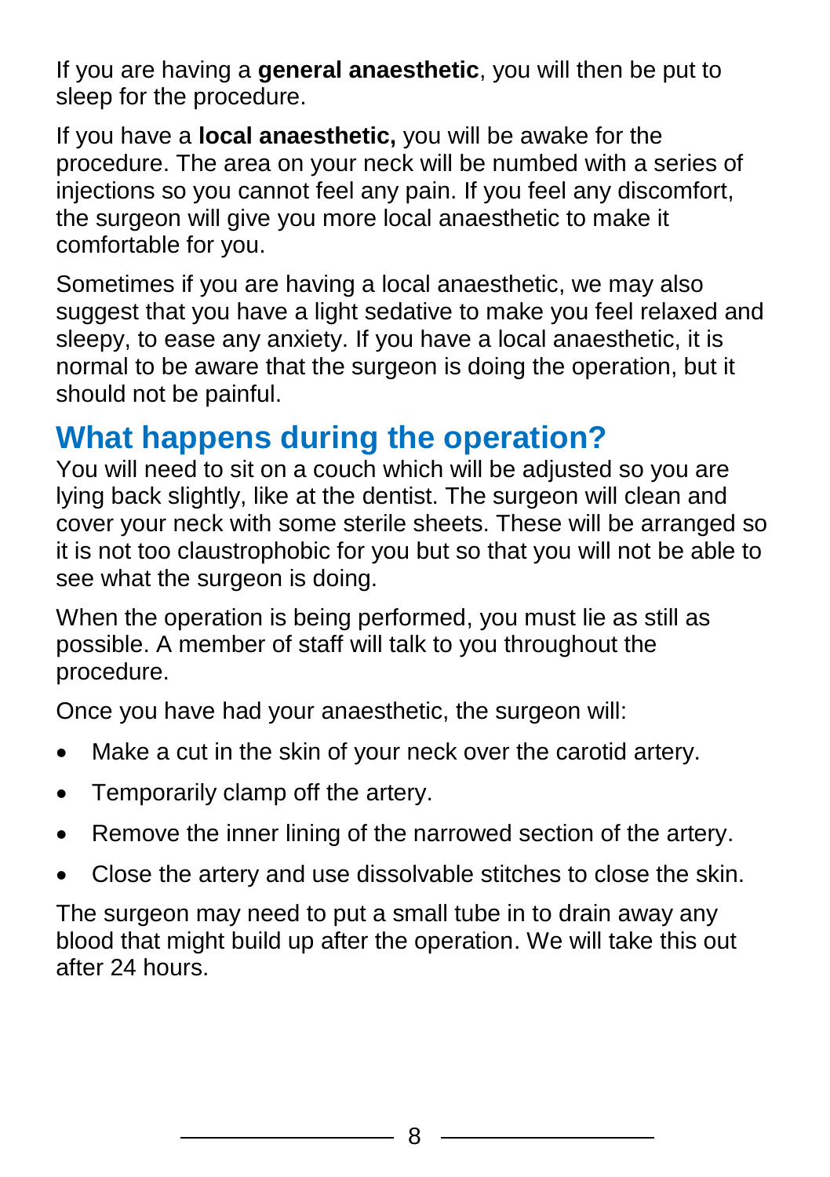If you are having a **general anaesthetic**, you will then be put to sleep for the procedure.

If you have a **local anaesthetic,** you will be awake for the procedure. The area on your neck will be numbed with a series of injections so you cannot feel any pain. If you feel any discomfort, the surgeon will give you more local anaesthetic to make it comfortable for you.

Sometimes if you are having a local anaesthetic, we may also suggest that you have a light sedative to make you feel relaxed and sleepy, to ease any anxiety. If you have a local anaesthetic, it is normal to be aware that the surgeon is doing the operation, but it should not be painful.

## What happens during the operation?

You will need to sit on a couch which will be adjusted so you are lying back slightly, like at the dentist. The surgeon will clean and cover your neck with some sterile sheets. These will be arranged so it is not too claustrophobic for you but so that you will not be able to see what the surgeon is doing.

When the operation is being performed, you must lie as still as possible. A member of staff will talk to you throughout the procedure.

Once you have had your anaesthetic, the surgeon will:

- Make a cut in the skin of your neck over the carotid artery.
- Temporarily clamp off the artery.
- Remove the inner lining of the narrowed section of the artery.
- Close the artery and use dissolvable stitches to close the skin.

The surgeon may need to put a small tube in to drain away any blood that might build up after the operation. We will take this out after 24 hours.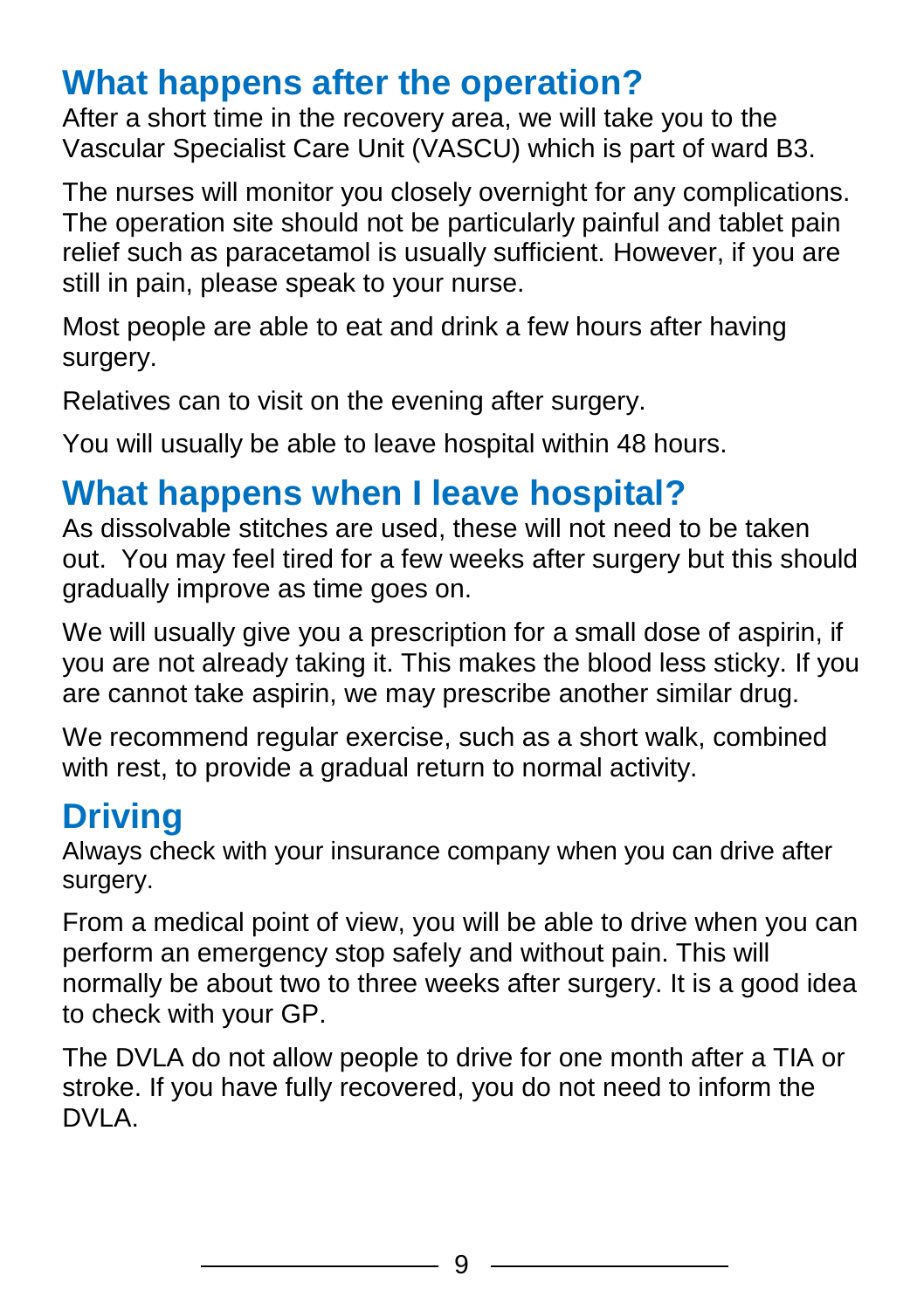## What happens after the operation?

After a short time in the recovery area, we will take you to the Vascular Specialist Care Unit (VASCU) which is part of ward B3.

The nurses will monitor you closely overnight for any complications. The operation site should not be particularly painful and tablet pain relief such as paracetamol is usually sufficient. However, if you are still in pain, please speak to your nurse.

Most people are able to eat and drink a few hours after having surgery.

Relatives can to visit on the evening after surgery.

You will usually be able to leave hospital within 48 hours.

## What happens when I leave hospital?

As dissolvable stitches are used, these will not need to be taken out. You may feel tired for a few weeks after surgery but this should gradually improve as time goes on.

We will usually give you a prescription for a small dose of aspirin, if you are not already taking it. This makes the blood less sticky. If you are cannot take aspirin, we may prescribe another similar drug.

We recommend regular exercise, such as a short walk, combined with rest, to provide a gradual return to normal activity.

## Driving

Always check with your insurance company when you can drive after surgery.

From a medical point of view, you will be able to drive when you can perform an emergency stop safely and without pain. This will normally be about two to three weeks after surgery. It is a good idea to check with your GP.

The DVLA do not allow people to drive for one month after a TIA or stroke. If you have fully recovered, you do not need to inform the DVLA.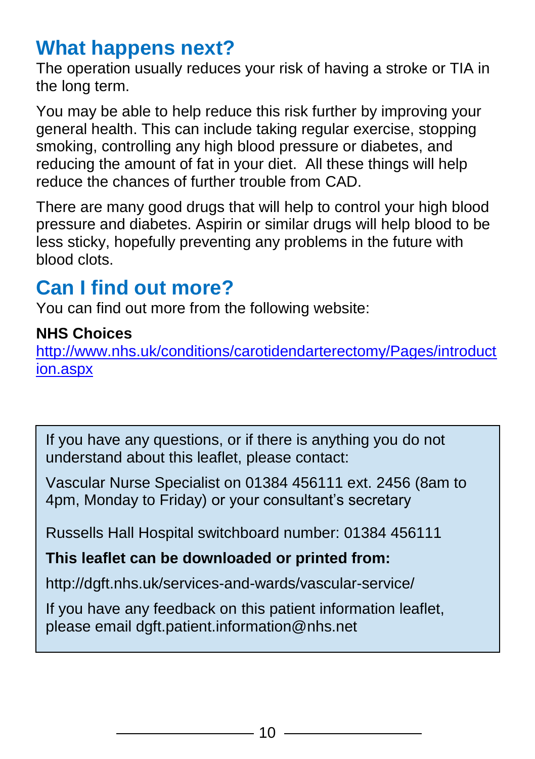## What happens next?

The operation usually reduces your risk of having a stroke or TIA in the long term.

You may be able to help reduce this risk further by improving your general health. This can include taking regular exercise, stopping smoking, controlling any high blood pressure or diabetes, and reducing the amount of fat in your diet. All these things will help reduce the chances of further trouble from CAD.

There are many good drugs that will help to control your high blood pressure and diabetes. Aspirin or similar drugs will help blood to be less sticky, hopefully preventing any problems in the future with blood clots.

## Can I find out more?

You can find out more from the following website:

**NHS Choices**
http://www.nhs.uk/conditions/carotidendarterectomy/Pages/introduction.aspx

If you have any questions, or if there is anything you do not understand about this leaflet, please contact:

Vascular Nurse Specialist on 01384 456111 ext. 2456 (8am to 4pm, Monday to Friday) or your consultant's secretary

Russells Hall Hospital switchboard number: 01384 456111

**This leaflet can be downloaded or printed from:**

http://dgft.nhs.uk/services-and-wards/vascular-service/

If you have any feedback on this patient information leaflet, please email dgft.patient.information@nhs.net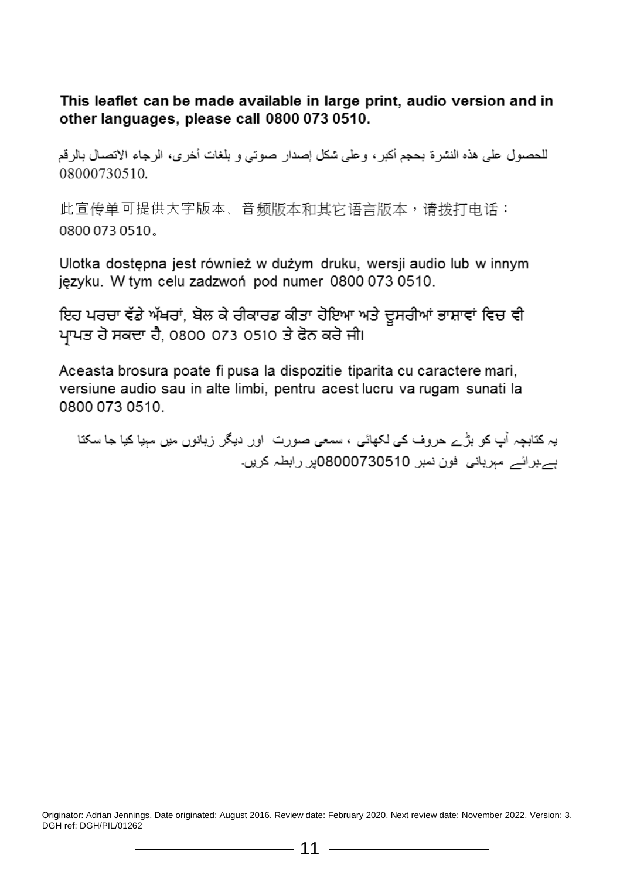**This leaflet can be made available in large print, audio version and in other languages, please call 0800 073 0510.**

للحصول على هذه النشرة بحجم أكبر، وعلى شكل إصدار صوتي و بلغات أخرى، الرجاء الاتصال بالرقم 08000730510.

此宣传单可提供大字版本、音频版本和其它语言版本，请拨打电话：0800 073 0510。

Ulotka dostępna jest również w dużym druku, wersji audio lub w innym języku. W tym celu zadzwoń pod numer 0800 073 0510.

ਇਹ ਪਰਚਾ ਵੱਡੇ ਅੱਖਰਾਂ, ਬੋਲ ਕੇ ਰੀਕਾਰਡ ਕੀਤਾ ਹੋਇਆ ਅਤੇ ਦੂਸਰੀਆਂ ਭਾਸ਼ਾਵਾਂ ਵਿਚ ਵੀ ਪ੍ਰਾਪਤ ਹੋ ਸਕਦਾ ਹੈ, 0800 073 0510 ਤੇ ਫੋਨ ਕਰੋ ਜੀ।

Aceasta brosura poate fi pusa la dispozitie tiparita cu caractere mari, versiune audio sau in alte limbi, pentru acest lucru va rugam sunati la 0800 073 0510.

یہ کتابچہ آپ کو بڑے حروف کی لکھائی ، سمعی صورت اور دیگر زبانوں میں مہیا کیا جا سکتا ہے۔برائے مہربانی فون نمبر 08000730510پر رابطہ کریں۔

Originator: Adrian Jennings. Date originated: August 2016. Review date: February 2020. Next review date: November 2022. Version: 3. DGH ref: DGH/PIL/01262